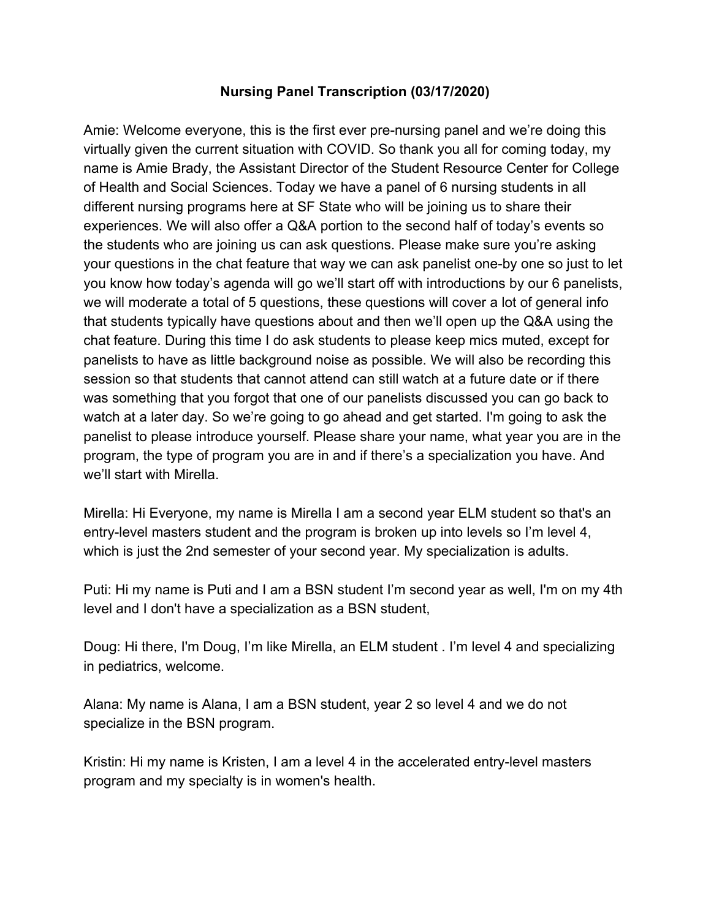**Nursing Panel Transcription (03/17/2020)**

Amie: Welcome everyone, this is the first ever pre-nursing panel and we're doing this virtually given the current situation with COVID. So thank you all for coming today, my name is Amie Brady, the Assistant Director of the Student Resource Center for College of Health and Social Sciences. Today we have a panel of 6 nursing students in all different nursing programs here at SF State who will be joining us to share their experiences. We will also offer a Q&A portion to the second half of today's events so the students who are joining us can ask questions. Please make sure you're asking your questions in the chat feature that way we can ask panelist one-by one so just to let you know how today's agenda will go we'll start off with introductions by our 6 panelists, we will moderate a total of 5 questions, these questions will cover a lot of general info that students typically have questions about and then we'll open up the Q&A using the chat feature. During this time I do ask students to please keep mics muted, except for panelists to have as little background noise as possible. We will also be recording this session so that students that cannot attend can still watch at a future date or if there was something that you forgot that one of our panelists discussed you can go back to watch at a later day. So we're going to go ahead and get started. I'm going to ask the panelist to please introduce yourself. Please share your name, what year you are in the program, the type of program you are in and if there's a specialization you have. And we'll start with Mirella.

Mirella: Hi Everyone, my name is Mirella I am a second year ELM student so that's an entry-level masters student and the program is broken up into levels so I'm level 4, which is just the 2nd semester of your second year. My specialization is adults.

Puti: Hi my name is Puti and I am a BSN student I'm second year as well, I'm on my 4th level and I don't have a specialization as a BSN student,

Doug: Hi there, I'm Doug, I'm like Mirella, an ELM student . I'm level 4 and specializing in pediatrics, welcome.

Alana: My name is Alana, I am a BSN student, year 2 so level 4 and we do not specialize in the BSN program.

Kristin: Hi my name is Kristen, I am a level 4 in the accelerated entry-level masters program and my specialty is in women's health.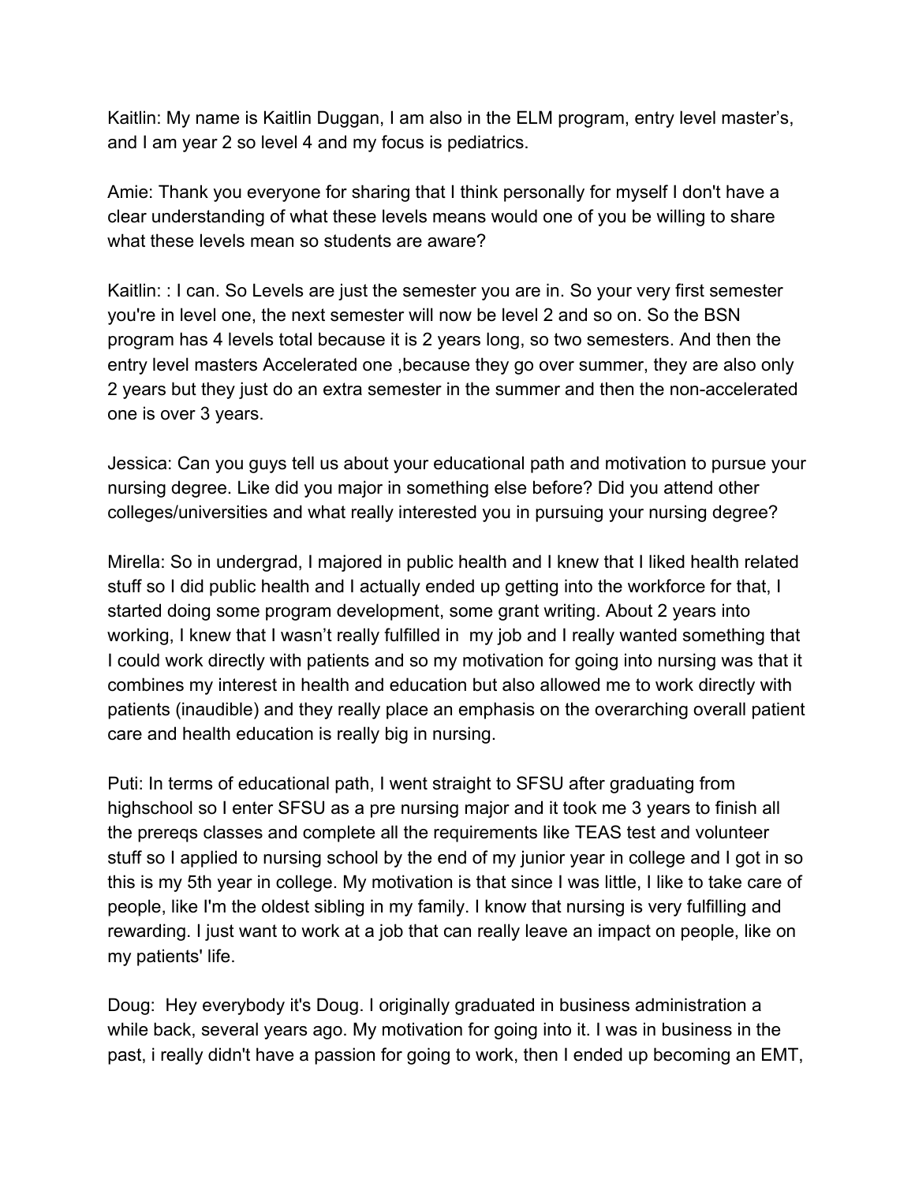Kaitlin: My name is Kaitlin Duggan, I am also in the ELM program, entry level master's, and I am year 2 so level 4 and my focus is pediatrics.

Amie: Thank you everyone for sharing that I think personally for myself I don't have a clear understanding of what these levels means would one of you be willing to share what these levels mean so students are aware?

Kaitlin: : I can. So Levels are just the semester you are in. So your very first semester you're in level one, the next semester will now be level 2 and so on. So the BSN program has 4 levels total because it is 2 years long, so two semesters. And then the entry level masters Accelerated one ,because they go over summer, they are also only 2 years but they just do an extra semester in the summer and then the non-accelerated one is over 3 years.

Jessica: Can you guys tell us about your educational path and motivation to pursue your nursing degree. Like did you major in something else before? Did you attend other colleges/universities and what really interested you in pursuing your nursing degree?

Mirella: So in undergrad, I majored in public health and I knew that I liked health related stuff so I did public health and I actually ended up getting into the workforce for that, I started doing some program development, some grant writing. About 2 years into working, I knew that I wasn't really fulfilled in my job and I really wanted something that I could work directly with patients and so my motivation for going into nursing was that it combines my interest in health and education but also allowed me to work directly with patients (inaudible) and they really place an emphasis on the overarching overall patient care and health education is really big in nursing.

Puti: In terms of educational path, I went straight to SFSU after graduating from highschool so I enter SFSU as a pre nursing major and it took me 3 years to finish all the prereqs classes and complete all the requirements like TEAS test and volunteer stuff so I applied to nursing school by the end of my junior year in college and I got in so this is my 5th year in college. My motivation is that since I was little, I like to take care of people, like I'm the oldest sibling in my family. I know that nursing is very fulfilling and rewarding. I just want to work at a job that can really leave an impact on people, like on my patients' life.

Doug: Hey everybody it's Doug. I originally graduated in business administration a while back, several years ago. My motivation for going into it. I was in business in the past, i really didn't have a passion for going to work, then I ended up becoming an EMT,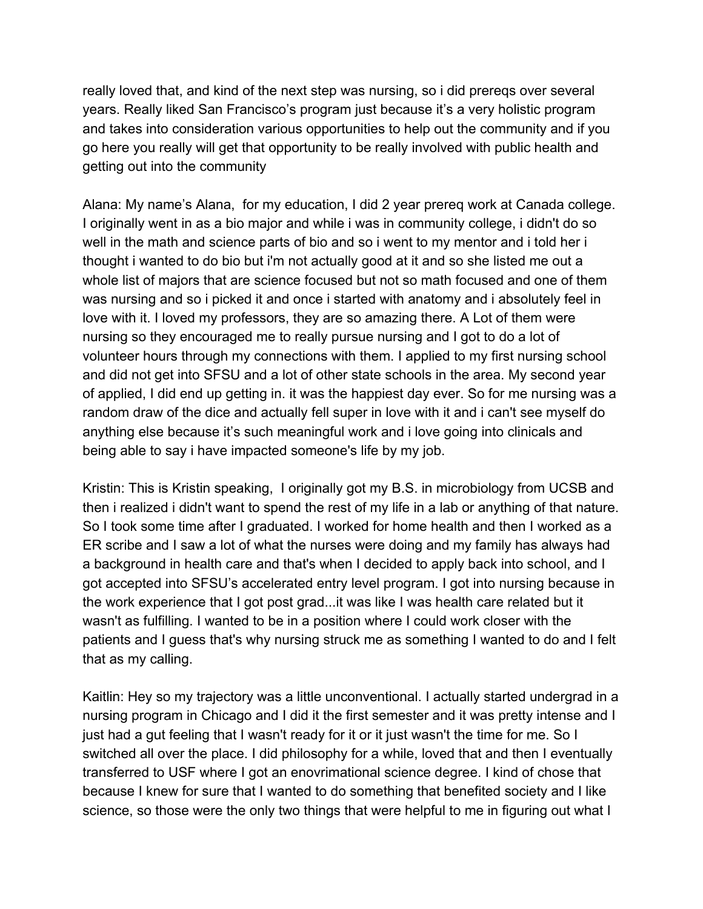really loved that, and kind of the next step was nursing, so i did prereqs over several years. Really liked San Francisco's program just because it's a very holistic program and takes into consideration various opportunities to help out the community and if you go here you really will get that opportunity to be really involved with public health and getting out into the community

Alana: My name's Alana, for my education, I did 2 year prereq work at Canada college. I originally went in as a bio major and while i was in community college, i didn't do so well in the math and science parts of bio and so i went to my mentor and i told her i thought i wanted to do bio but i'm not actually good at it and so she listed me out a whole list of majors that are science focused but not so math focused and one of them was nursing and so i picked it and once i started with anatomy and i absolutely feel in love with it. I loved my professors, they are so amazing there. A Lot of them were nursing so they encouraged me to really pursue nursing and I got to do a lot of volunteer hours through my connections with them. I applied to my first nursing school and did not get into SFSU and a lot of other state schools in the area. My second year of applied, I did end up getting in. it was the happiest day ever. So for me nursing was a random draw of the dice and actually fell super in love with it and i can't see myself do anything else because it's such meaningful work and i love going into clinicals and being able to say i have impacted someone's life by my job.

Kristin: This is Kristin speaking, I originally got my B.S. in microbiology from UCSB and then i realized i didn't want to spend the rest of my life in a lab or anything of that nature. So I took some time after I graduated. I worked for home health and then I worked as a ER scribe and I saw a lot of what the nurses were doing and my family has always had a background in health care and that's when I decided to apply back into school, and I got accepted into SFSU's accelerated entry level program. I got into nursing because in the work experience that I got post grad...it was like I was health care related but it wasn't as fulfilling. I wanted to be in a position where I could work closer with the patients and I guess that's why nursing struck me as something I wanted to do and I felt that as my calling.

Kaitlin: Hey so my trajectory was a little unconventional. I actually started undergrad in a nursing program in Chicago and I did it the first semester and it was pretty intense and I just had a gut feeling that I wasn't ready for it or it just wasn't the time for me. So I switched all over the place. I did philosophy for a while, loved that and then I eventually transferred to USF where I got an enovrimational science degree. I kind of chose that because I knew for sure that I wanted to do something that benefited society and I like science, so those were the only two things that were helpful to me in figuring out what I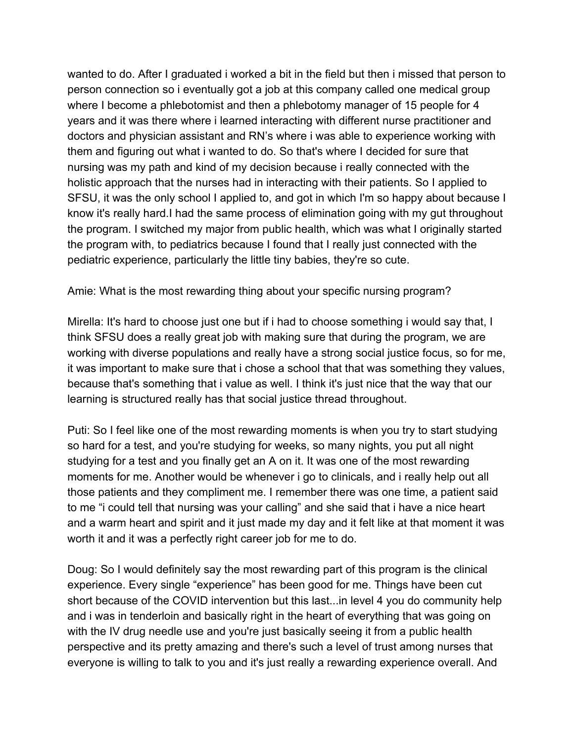wanted to do. After I graduated i worked a bit in the field but then i missed that person to person connection so i eventually got a job at this company called one medical group where I become a phlebotomist and then a phlebotomy manager of 15 people for 4 years and it was there where i learned interacting with different nurse practitioner and doctors and physician assistant and RN's where i was able to experience working with them and figuring out what i wanted to do. So that's where I decided for sure that nursing was my path and kind of my decision because i really connected with the holistic approach that the nurses had in interacting with their patients. So I applied to SFSU, it was the only school I applied to, and got in which I'm so happy about because I know it's really hard.I had the same process of elimination going with my gut throughout the program. I switched my major from public health, which was what I originally started the program with, to pediatrics because I found that I really just connected with the pediatric experience, particularly the little tiny babies, they're so cute.

Amie: What is the most rewarding thing about your specific nursing program?

Mirella: It's hard to choose just one but if i had to choose something i would say that, I think SFSU does a really great job with making sure that during the program, we are working with diverse populations and really have a strong social justice focus, so for me, it was important to make sure that i chose a school that that was something they values, because that's something that i value as well. I think it's just nice that the way that our learning is structured really has that social justice thread throughout.

Puti: So I feel like one of the most rewarding moments is when you try to start studying so hard for a test, and you're studying for weeks, so many nights, you put all night studying for a test and you finally get an A on it. It was one of the most rewarding moments for me. Another would be whenever i go to clinicals, and i really help out all those patients and they compliment me. I remember there was one time, a patient said to me "i could tell that nursing was your calling" and she said that i have a nice heart and a warm heart and spirit and it just made my day and it felt like at that moment it was worth it and it was a perfectly right career job for me to do.

Doug: So I would definitely say the most rewarding part of this program is the clinical experience. Every single "experience" has been good for me. Things have been cut short because of the COVID intervention but this last...in level 4 you do community help and i was in tenderloin and basically right in the heart of everything that was going on with the IV drug needle use and you're just basically seeing it from a public health perspective and its pretty amazing and there's such a level of trust among nurses that everyone is willing to talk to you and it's just really a rewarding experience overall. And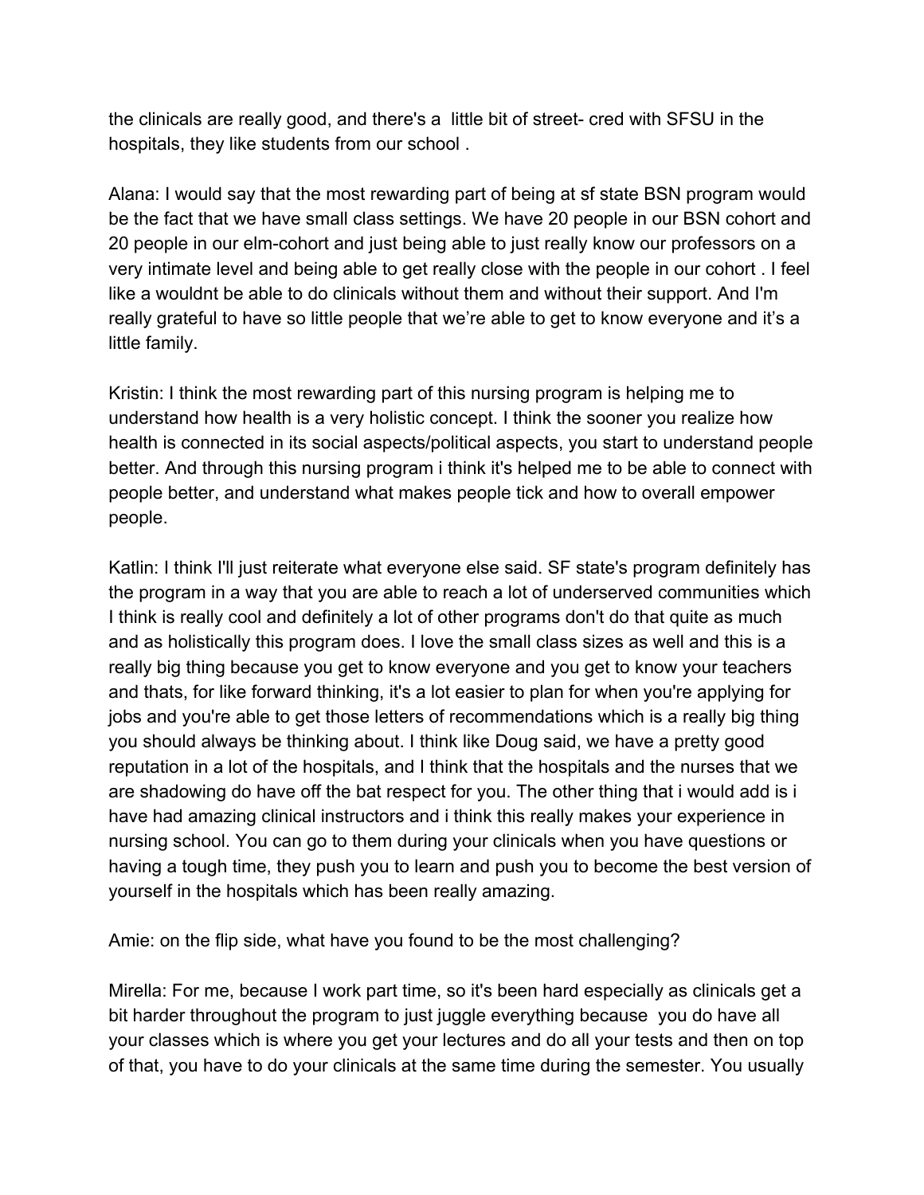the clinicals are really good, and there's a  little bit of street- cred with SFSU in the hospitals, they like students from our school .

Alana: I would say that the most rewarding part of being at sf state BSN program would be the fact that we have small class settings. We have 20 people in our BSN cohort and 20 people in our elm-cohort and just being able to just really know our professors on a very intimate level and being able to get really close with the people in our cohort . I feel like a wouldnt be able to do clinicals without them and without their support. And I'm really grateful to have so little people that we're able to get to know everyone and it's a little family.

Kristin: I think the most rewarding part of this nursing program is helping me to understand how health is a very holistic concept. I think the sooner you realize how health is connected in its social aspects/political aspects, you start to understand people better. And through this nursing program i think it's helped me to be able to connect with people better, and understand what makes people tick and how to overall empower people.

Katlin: I think I'll just reiterate what everyone else said. SF state's program definitely has the program in a way that you are able to reach a lot of underserved communities which I think is really cool and definitely a lot of other programs don't do that quite as much and as holistically this program does. I love the small class sizes as well and this is a really big thing because you get to know everyone and you get to know your teachers and thats, for like forward thinking, it's a lot easier to plan for when you're applying for jobs and you're able to get those letters of recommendations which is a really big thing you should always be thinking about. I think like Doug said, we have a pretty good reputation in a lot of the hospitals, and I think that the hospitals and the nurses that we are shadowing do have off the bat respect for you. The other thing that i would add is i have had amazing clinical instructors and i think this really makes your experience in nursing school. You can go to them during your clinicals when you have questions or having a tough time, they push you to learn and push you to become the best version of yourself in the hospitals which has been really amazing.

Amie: on the flip side, what have you found to be the most challenging?

Mirella: For me, because I work part time, so it's been hard especially as clinicals get a bit harder throughout the program to just juggle everything because  you do have all your classes which is where you get your lectures and do all your tests and then on top of that, you have to do your clinicals at the same time during the semester. You usually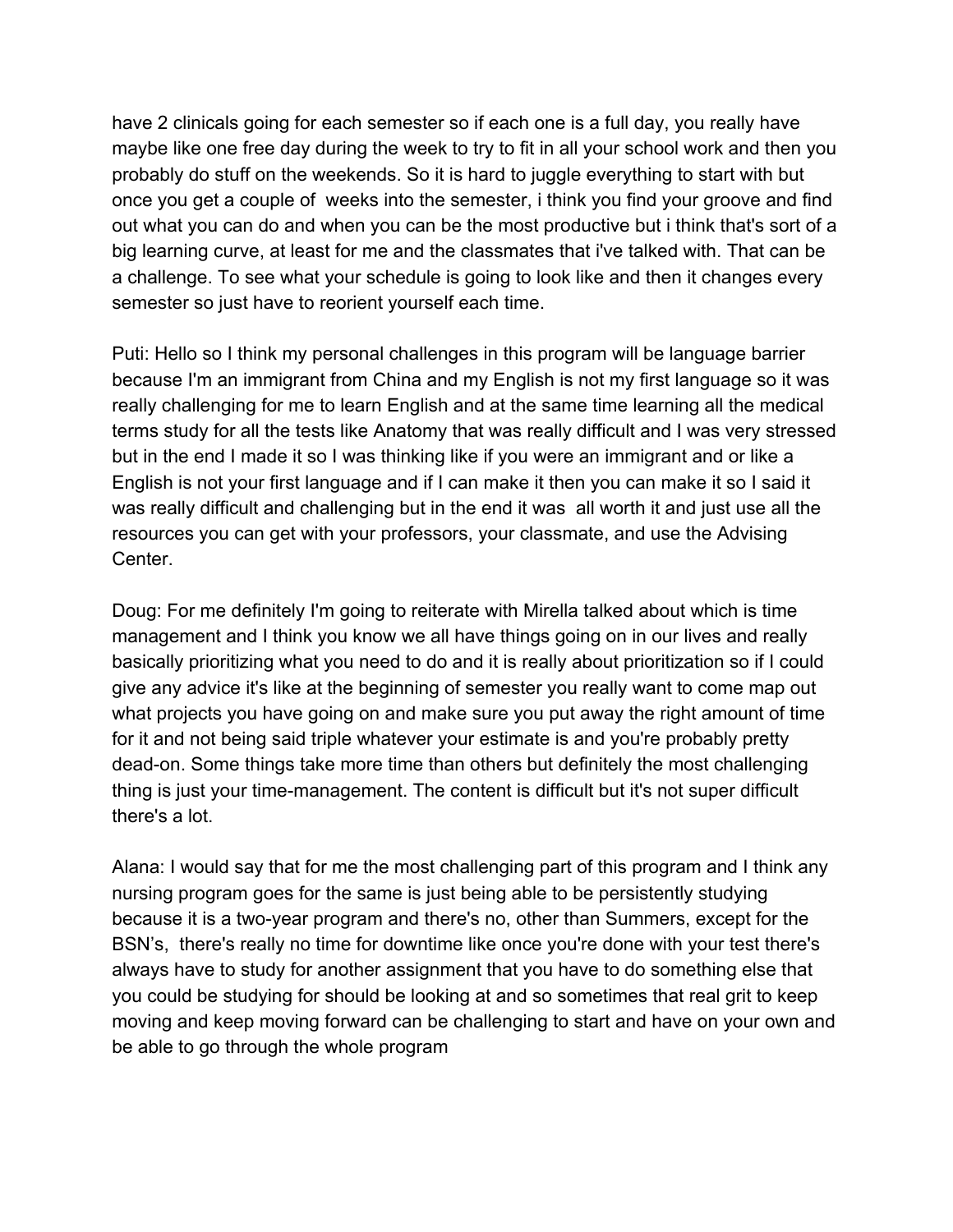have 2 clinicals going for each semester so if each one is a full day, you really have maybe like one free day during the week to try to fit in all your school work and then you probably do stuff on the weekends. So it is hard to juggle everything to start with but once you get a couple of  weeks into the semester, i think you find your groove and find out what you can do and when you can be the most productive but i think that's sort of a big learning curve, at least for me and the classmates that i've talked with. That can be a challenge. To see what your schedule is going to look like and then it changes every semester so just have to reorient yourself each time.

Puti: Hello so I think my personal challenges in this program will be language barrier because I'm an immigrant from China and my English is not my first language so it was really challenging for me to learn English and at the same time learning all the medical terms study for all the tests like Anatomy that was really difficult and I was very stressed but in the end I made it so I was thinking like if you were an immigrant and or like a English is not your first language and if I can make it then you can make it so I said it was really difficult and challenging but in the end it was  all worth it and just use all the resources you can get with your professors, your classmate, and use the Advising Center.

Doug: For me definitely I'm going to reiterate with Mirella talked about which is time management and I think you know we all have things going on in our lives and really basically prioritizing what you need to do and it is really about prioritization so if I could give any advice it's like at the beginning of semester you really want to come map out what projects you have going on and make sure you put away the right amount of time for it and not being said triple whatever your estimate is and you're probably pretty dead-on. Some things take more time than others but definitely the most challenging thing is just your time-management. The content is difficult but it's not super difficult there's a lot.

Alana: I would say that for me the most challenging part of this program and I think any nursing program goes for the same is just being able to be persistently studying because it is a two-year program and there's no, other than Summers, except for the BSN's,  there's really no time for downtime like once you're done with your test there's always have to study for another assignment that you have to do something else that you could be studying for should be looking at and so sometimes that real grit to keep moving and keep moving forward can be challenging to start and have on your own and be able to go through the whole program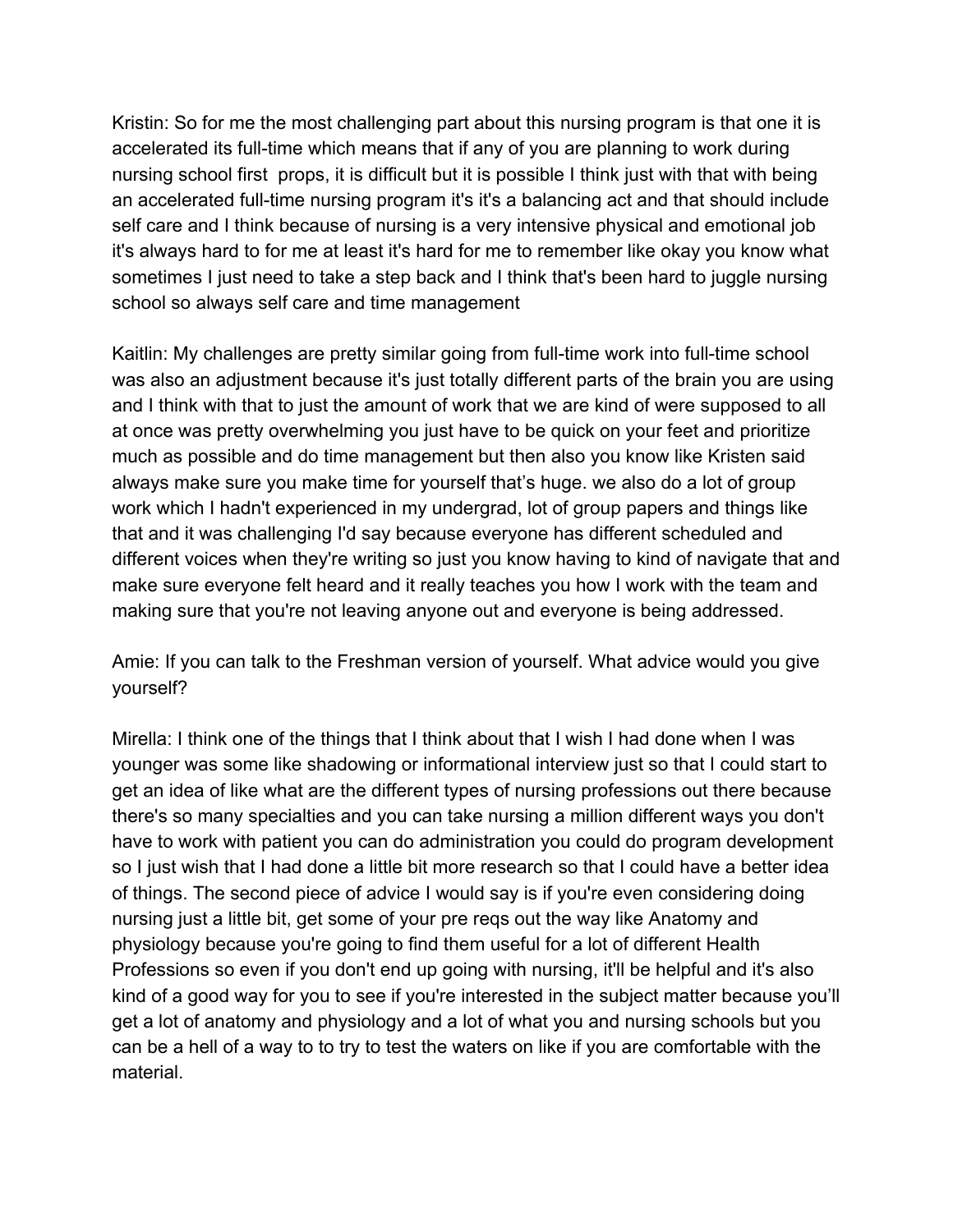Kristin: So for me the most challenging part about this nursing program is that one it is accelerated its full-time which means that if any of you are planning to work during nursing school first  props, it is difficult but it is possible I think just with that with being an accelerated full-time nursing program it's it's a balancing act and that should include self care and I think because of nursing is a very intensive physical and emotional job it's always hard to for me at least it's hard for me to remember like okay you know what sometimes I just need to take a step back and I think that's been hard to juggle nursing school so always self care and time management

Kaitlin: My challenges are pretty similar going from full-time work into full-time school was also an adjustment because it's just totally different parts of the brain you are using and I think with that to just the amount of work that we are kind of were supposed to all at once was pretty overwhelming you just have to be quick on your feet and prioritize much as possible and do time management but then also you know like Kristen said always make sure you make time for yourself that's huge. we also do a lot of group work which I hadn't experienced in my undergrad, lot of group papers and things like that and it was challenging I'd say because everyone has different scheduled and different voices when they're writing so just you know having to kind of navigate that and make sure everyone felt heard and it really teaches you how I work with the team and making sure that you're not leaving anyone out and everyone is being addressed.

Amie: If you can talk to the Freshman version of yourself. What advice would you give yourself?

Mirella: I think one of the things that I think about that I wish I had done when I was younger was some like shadowing or informational interview just so that I could start to get an idea of like what are the different types of nursing professions out there because there's so many specialties and you can take nursing a million different ways you don't have to work with patient you can do administration you could do program development so I just wish that I had done a little bit more research so that I could have a better idea of things. The second piece of advice I would say is if you're even considering doing nursing just a little bit, get some of your pre reqs out the way like Anatomy and physiology because you're going to find them useful for a lot of different Health Professions so even if you don't end up going with nursing, it'll be helpful and it's also kind of a good way for you to see if you're interested in the subject matter because you'll get a lot of anatomy and physiology and a lot of what you and nursing schools but you can be a hell of a way to to try to test the waters on like if you are comfortable with the material.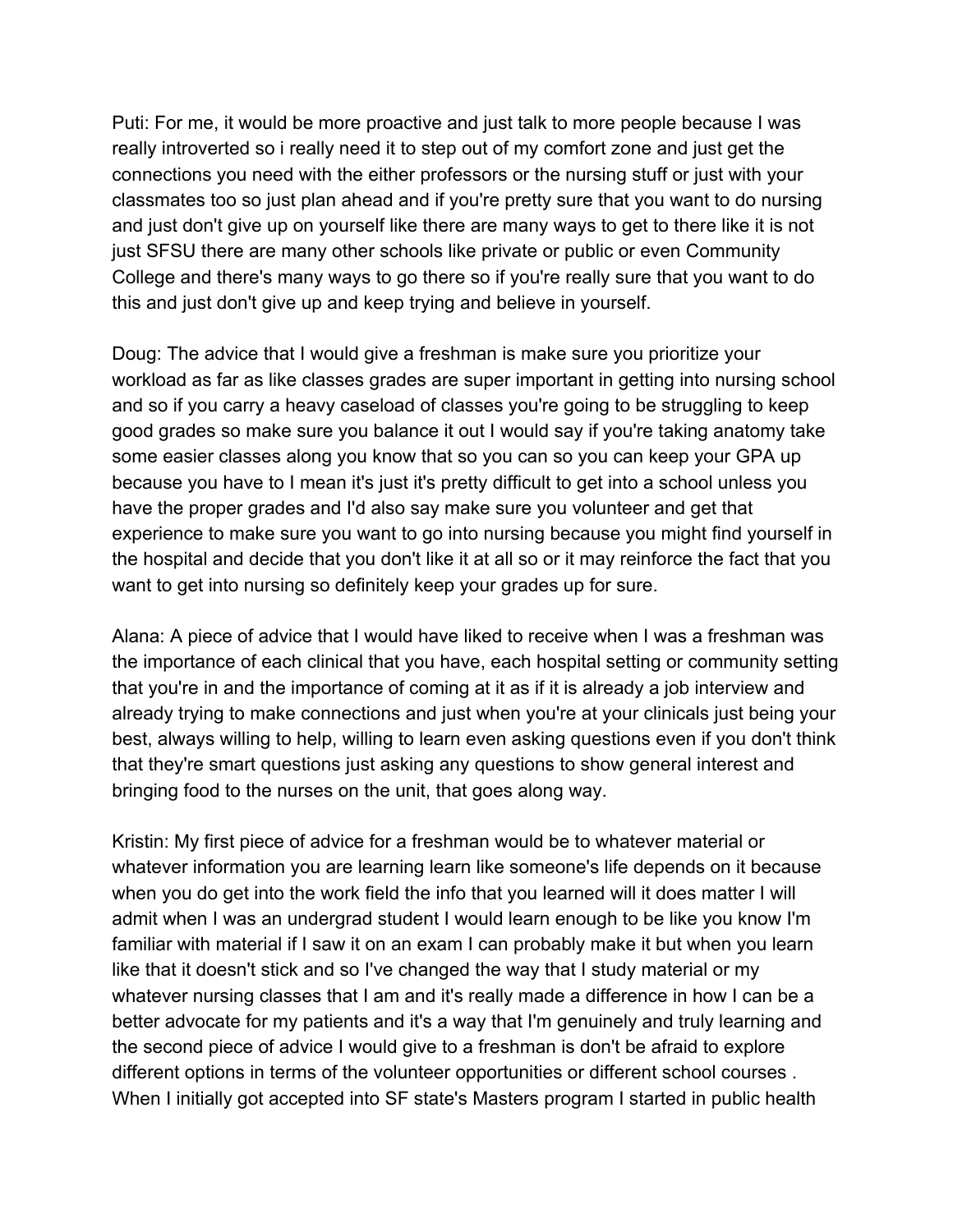Puti: For me, it would be more proactive and just talk to more people because I was really introverted so i really need it to step out of my comfort zone and just get the connections you need with the either professors or the nursing stuff or just with your classmates too so just plan ahead and if you're pretty sure that you want to do nursing and just don't give up on yourself like there are many ways to get to there like it is not just SFSU there are many other schools like private or public or even Community College and there's many ways to go there so if you're really sure that you want to do this and just don't give up and keep trying and believe in yourself.

Doug: The advice that I would give a freshman is make sure you prioritize your workload as far as like classes grades are super important in getting into nursing school and so if you carry a heavy caseload of classes you're going to be struggling to keep good grades so make sure you balance it out I would say if you're taking anatomy take some easier classes along you know that so you can so you can keep your GPA up because you have to I mean it's just it's pretty difficult to get into a school unless you have the proper grades and I'd also say make sure you volunteer and get that experience to make sure you want to go into nursing because you might find yourself in the hospital and decide that you don't like it at all so or it may reinforce the fact that you want to get into nursing so definitely keep your grades up for sure.

Alana: A piece of advice that I would have liked to receive when I was a freshman was the importance of each clinical that you have, each hospital setting or community setting that you're in and the importance of coming at it as if it is already a job interview and already trying to make connections and just when you're at your clinicals just being your best, always willing to help, willing to learn even asking questions even if you don't think that they're smart questions just asking any questions to show general interest and bringing food to the nurses on the unit, that goes along way.

Kristin: My first piece of advice for a freshman would be to whatever material or whatever information you are learning learn like someone's life depends on it because when you do get into the work field the info that you learned will it does matter I will admit when I was an undergrad student I would learn enough to be like you know I'm familiar with material if I saw it on an exam I can probably make it but when you learn like that it doesn't stick and so I've changed the way that I study material or my whatever nursing classes that I am and it's really made a difference in how I can be a better advocate for my patients and it's a way that I'm genuinely and truly learning and the second piece of advice I would give to a freshman is don't be afraid to explore different options in terms of the volunteer opportunities or different school courses . When I initially got accepted into SF state's Masters program I started in public health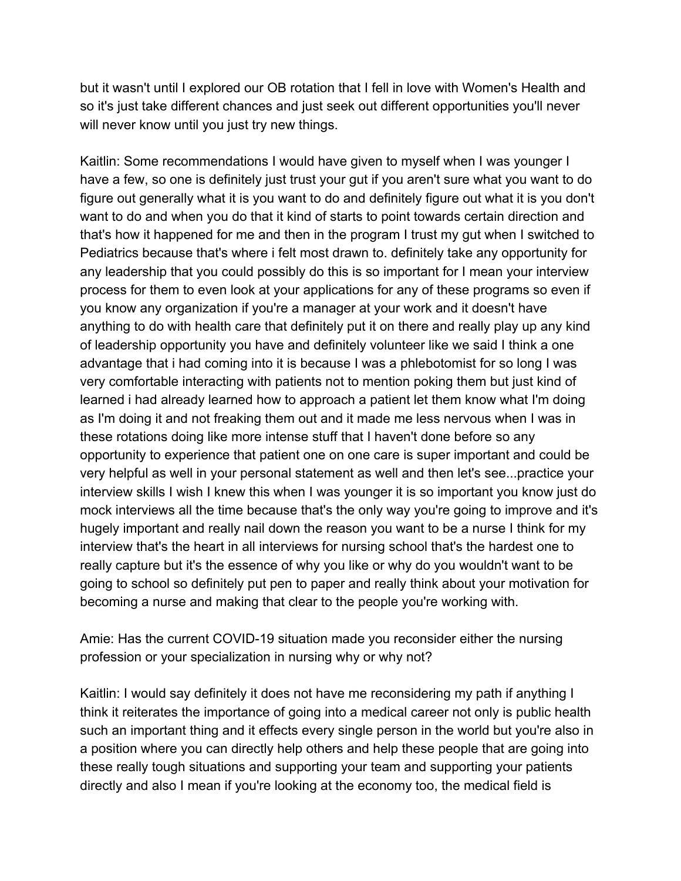but it wasn't until I explored our OB rotation that I fell in love with Women's Health and so it's just take different chances and just seek out different opportunities you'll never will never know until you just try new things.

Kaitlin: Some recommendations I would have given to myself when I was younger I have a few, so one is definitely just trust your gut if you aren't sure what you want to do figure out generally what it is you want to do and definitely figure out what it is you don't want to do and when you do that it kind of starts to point towards certain direction and that's how it happened for me and then in the program I trust my gut when I switched to Pediatrics because that's where i felt most drawn to. definitely take any opportunity for any leadership that you could possibly do this is so important for I mean your interview process for them to even look at your applications for any of these programs so even if you know any organization if you're a manager at your work and it doesn't have anything to do with health care that definitely put it on there and really play up any kind of leadership opportunity you have and definitely volunteer like we said I think a one advantage that i had coming into it is because I was a phlebotomist for so long I was very comfortable interacting with patients not to mention poking them but just kind of learned i had already learned how to approach a patient let them know what I'm doing as I'm doing it and not freaking them out and it made me less nervous when I was in these rotations doing like more intense stuff that I haven't done before so any opportunity to experience that patient one on one care is super important and could be very helpful as well in your personal statement as well and then let's see...practice your interview skills I wish I knew this when I was younger it is so important you know just do mock interviews all the time because that's the only way you're going to improve and it's hugely important and really nail down the reason you want to be a nurse I think for my interview that's the heart in all interviews for nursing school that's the hardest one to really capture but it's the essence of why you like or why do you wouldn't want to be going to school so definitely put pen to paper and really think about your motivation for becoming a nurse and making that clear to the people you're working with.

Amie: Has the current COVID-19 situation made you reconsider either the nursing profession or your specialization in nursing why or why not?

Kaitlin: I would say definitely it does not have me reconsidering my path if anything I think it reiterates the importance of going into a medical career not only is public health such an important thing and it effects every single person in the world but you're also in a position where you can directly help others and help these people that are going into these really tough situations and supporting your team and supporting your patients directly and also I mean if you're looking at the economy too, the medical field is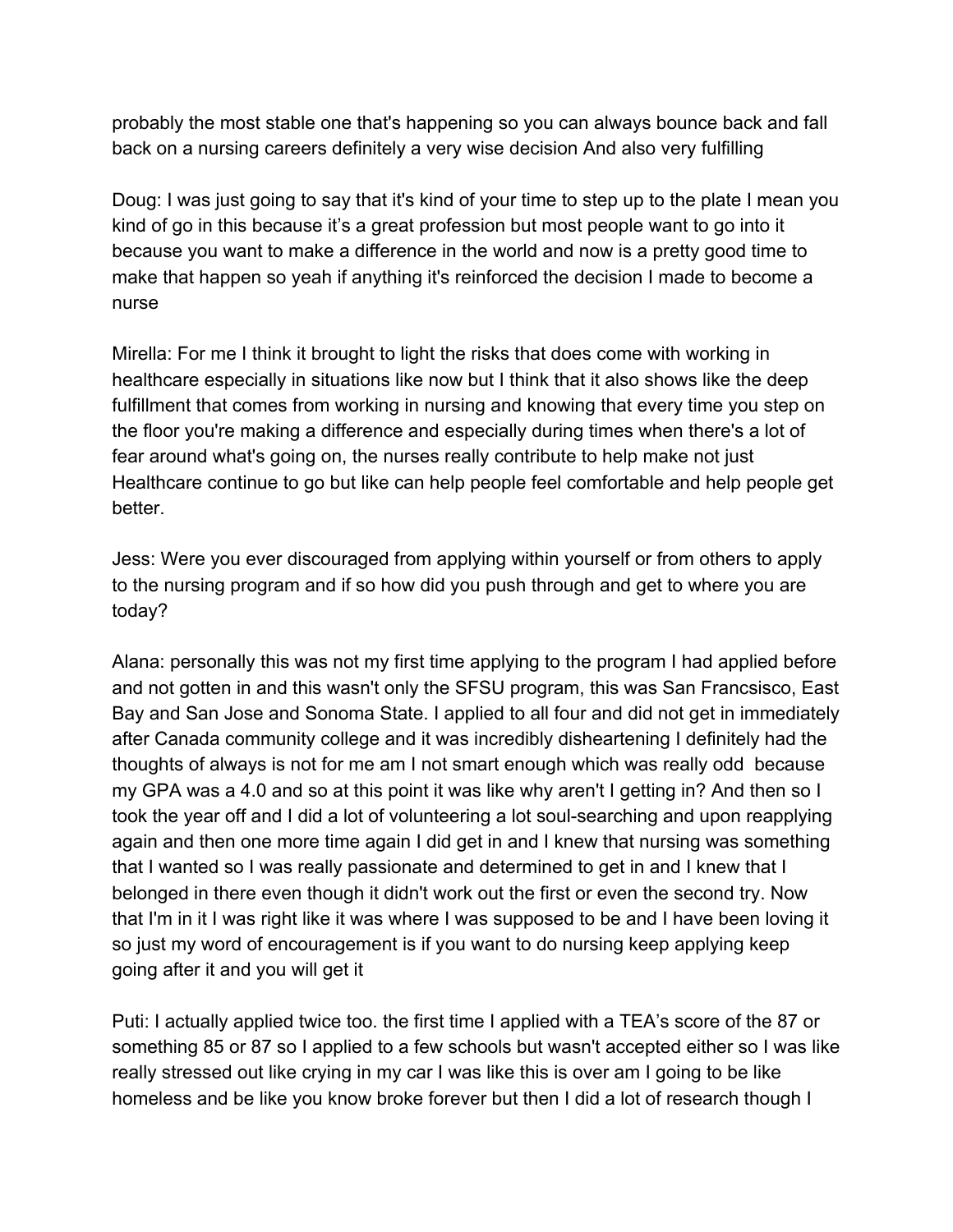probably the most stable one that's happening so you can always bounce back and fall back on a nursing careers definitely a very wise decision And also very fulfilling

Doug: I was just going to say that it's kind of your time to step up to the plate I mean you kind of go in this because it's a great profession but most people want to go into it because you want to make a difference in the world and now is a pretty good time to make that happen so yeah if anything it's reinforced the decision I made to become a nurse

Mirella: For me I think it brought to light the risks that does come with working in healthcare especially in situations like now but I think that it also shows like the deep fulfillment that comes from working in nursing and knowing that every time you step on the floor you're making a difference and especially during times when there's a lot of fear around what's going on, the nurses really contribute to help make not just Healthcare continue to go but like can help people feel comfortable and help people get better.

Jess: Were you ever discouraged from applying within yourself or from others to apply to the nursing program and if so how did you push through and get to where you are today?

Alana: personally this was not my first time applying to the program I had applied before and not gotten in and this wasn't only the SFSU program, this was San Francsisco, East Bay and San Jose and Sonoma State. I applied to all four and did not get in immediately after Canada community college and it was incredibly disheartening I definitely had the thoughts of always is not for me am I not smart enough which was really odd  because my GPA was a 4.0 and so at this point it was like why aren't I getting in? And then so I took the year off and I did a lot of volunteering a lot soul-searching and upon reapplying again and then one more time again I did get in and I knew that nursing was something that I wanted so I was really passionate and determined to get in and I knew that I belonged in there even though it didn't work out the first or even the second try. Now that I'm in it I was right like it was where I was supposed to be and I have been loving it so just my word of encouragement is if you want to do nursing keep applying keep going after it and you will get it

Puti: I actually applied twice too. the first time I applied with a TEA's score of the 87 or something 85 or 87 so I applied to a few schools but wasn't accepted either so I was like really stressed out like crying in my car I was like this is over am I going to be like homeless and be like you know broke forever but then I did a lot of research though I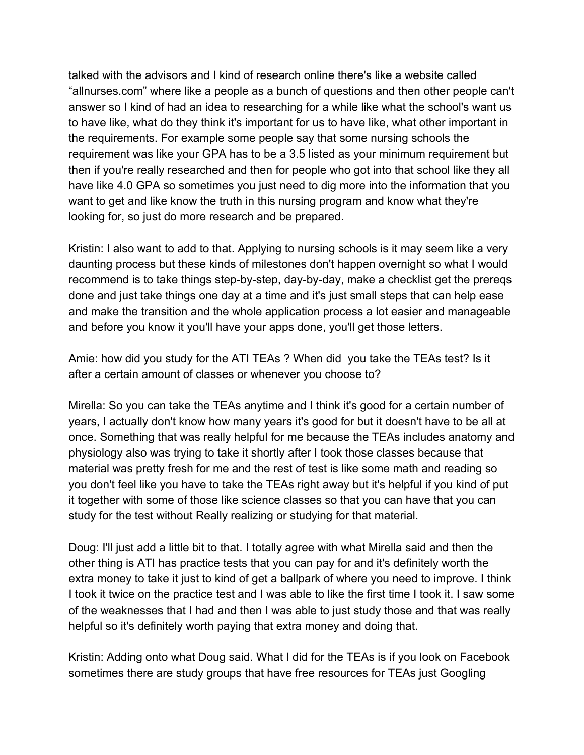talked with the advisors and I kind of research online there's like a website called "allnurses.com" where like a people as a bunch of questions and then other people can't answer so I kind of had an idea to researching for a while like what the school's want us to have like, what do they think it's important for us to have like, what other important in the requirements. For example some people say that some nursing schools the requirement was like your GPA has to be a 3.5 listed as your minimum requirement but then if you're really researched and then for people who got into that school like they all have like 4.0 GPA so sometimes you just need to dig more into the information that you want to get and like know the truth in this nursing program and know what they're looking for, so just do more research and be prepared.

Kristin: I also want to add to that. Applying to nursing schools is it may seem like a very daunting process but these kinds of milestones don't happen overnight so what I would recommend is to take things step-by-step, day-by-day, make a checklist get the prereqs done and just take things one day at a time and it's just small steps that can help ease and make the transition and the whole application process a lot easier and manageable and before you know it you'll have your apps done, you'll get those letters.

Amie: how did you study for the ATI TEAs ? When did  you take the TEAs test? Is it after a certain amount of classes or whenever you choose to?

Mirella: So you can take the TEAs anytime and I think it's good for a certain number of years, I actually don't know how many years it's good for but it doesn't have to be all at once. Something that was really helpful for me because the TEAs includes anatomy and physiology also was trying to take it shortly after I took those classes because that material was pretty fresh for me and the rest of test is like some math and reading so you don't feel like you have to take the TEAs right away but it's helpful if you kind of put it together with some of those like science classes so that you can have that you can study for the test without Really realizing or studying for that material.

Doug: I'll just add a little bit to that. I totally agree with what Mirella said and then the other thing is ATI has practice tests that you can pay for and it's definitely worth the extra money to take it just to kind of get a ballpark of where you need to improve. I think I took it twice on the practice test and I was able to like the first time I took it. I saw some of the weaknesses that I had and then I was able to just study those and that was really helpful so it's definitely worth paying that extra money and doing that.

Kristin: Adding onto what Doug said. What I did for the TEAs is if you look on Facebook sometimes there are study groups that have free resources for TEAs just Googling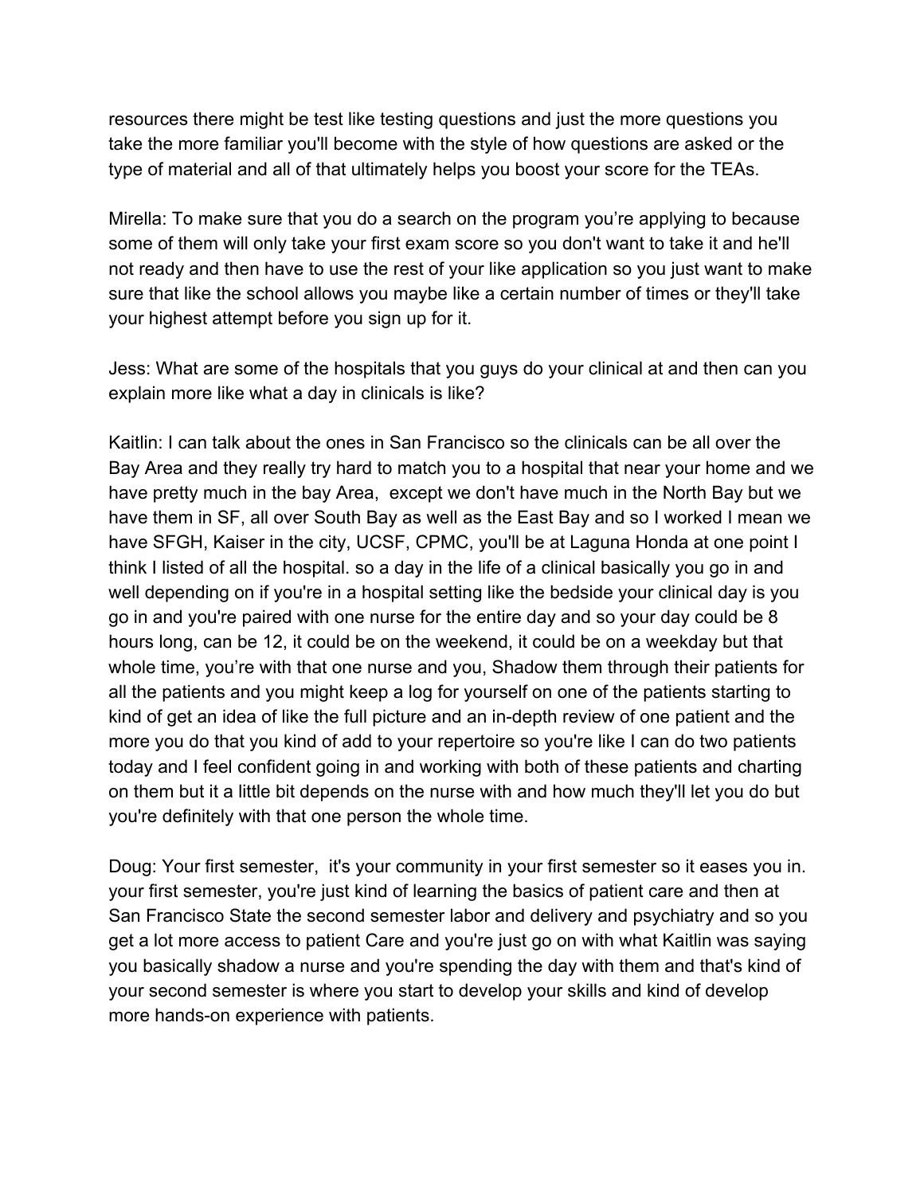resources there might be test like testing questions and just the more questions you take the more familiar you'll become with the style of how questions are asked or the type of material and all of that ultimately helps you boost your score for the TEAs.

Mirella: To make sure that you do a search on the program you're applying to because some of them will only take your first exam score so you don't want to take it and he'll not ready and then have to use the rest of your like application so you just want to make sure that like the school allows you maybe like a certain number of times or they'll take your highest attempt before you sign up for it.

Jess: What are some of the hospitals that you guys do your clinical at and then can you explain more like what a day in clinicals is like?

Kaitlin: I can talk about the ones in San Francisco so the clinicals can be all over the Bay Area and they really try hard to match you to a hospital that near your home and we have pretty much in the bay Area, except we don't have much in the North Bay but we have them in SF, all over South Bay as well as the East Bay and so I worked I mean we have SFGH, Kaiser in the city, UCSF, CPMC, you'll be at Laguna Honda at one point I think I listed of all the hospital. so a day in the life of a clinical basically you go in and well depending on if you're in a hospital setting like the bedside your clinical day is you go in and you're paired with one nurse for the entire day and so your day could be 8 hours long, can be 12, it could be on the weekend, it could be on a weekday but that whole time, you're with that one nurse and you, Shadow them through their patients for all the patients and you might keep a log for yourself on one of the patients starting to kind of get an idea of like the full picture and an in-depth review of one patient and the more you do that you kind of add to your repertoire so you're like I can do two patients today and I feel confident going in and working with both of these patients and charting on them but it a little bit depends on the nurse with and how much they'll let you do but you're definitely with that one person the whole time.

Doug: Your first semester, it's your community in your first semester so it eases you in. your first semester, you're just kind of learning the basics of patient care and then at San Francisco State the second semester labor and delivery and psychiatry and so you get a lot more access to patient Care and you're just go on with what Kaitlin was saying you basically shadow a nurse and you're spending the day with them and that's kind of your second semester is where you start to develop your skills and kind of develop more hands-on experience with patients.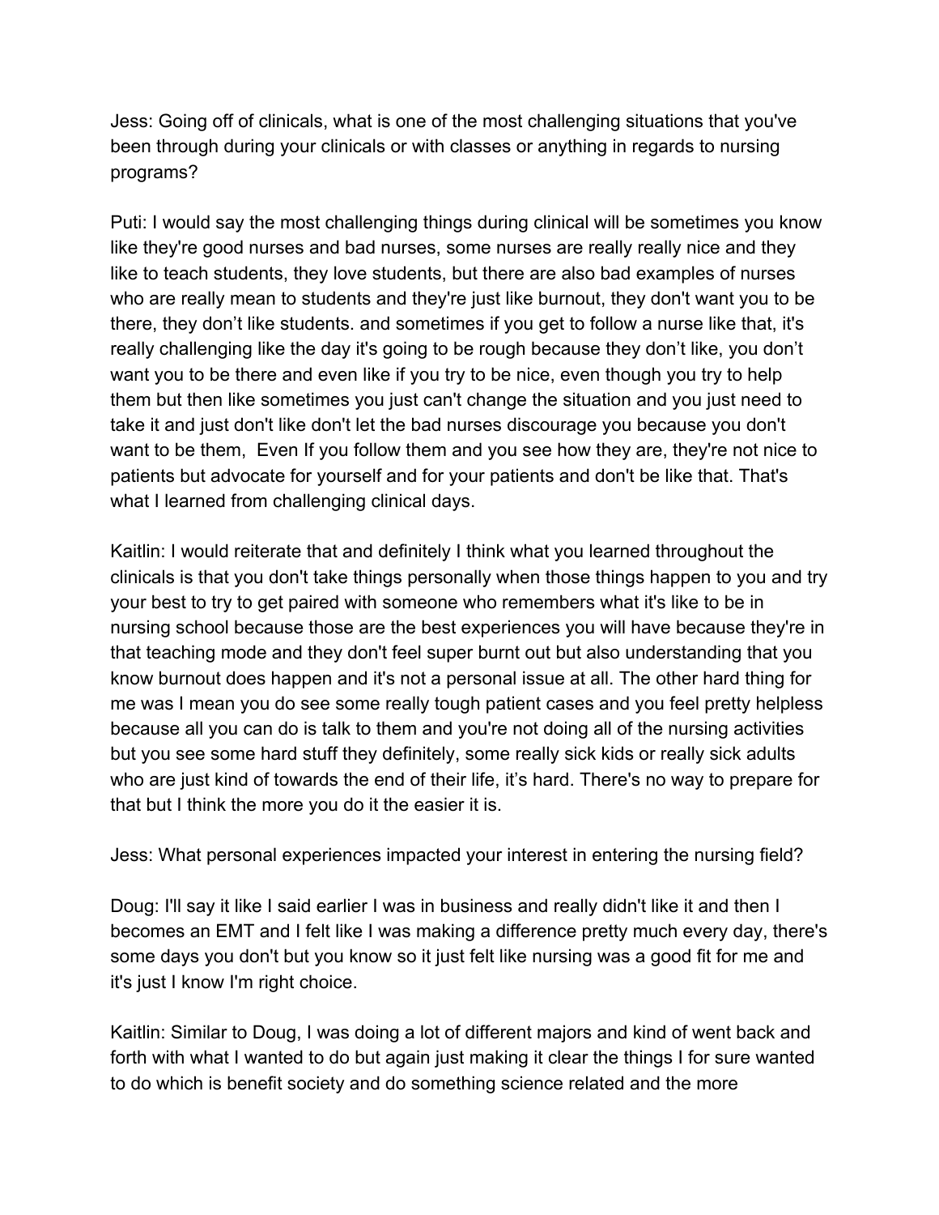Jess: Going off of clinicals, what is one of the most challenging situations that you've been through during your clinicals or with classes or anything in regards to nursing programs?

Puti: I would say the most challenging things during clinical will be sometimes you know like they're good nurses and bad nurses, some nurses are really really nice and they like to teach students, they love students, but there are also bad examples of nurses who are really mean to students and they're just like burnout, they don't want you to be there, they don’t like students. and sometimes if you get to follow a nurse like that, it's really challenging like the day it's going to be rough because they don’t like, you don’t want you to be there and even like if you try to be nice, even though you try to help them but then like sometimes you just can't change the situation and you just need to take it and just don't like don't let the bad nurses discourage you because you don't want to be them,  Even If you follow them and you see how they are, they're not nice to patients but advocate for yourself and for your patients and don't be like that. That's what I learned from challenging clinical days.

Kaitlin: I would reiterate that and definitely I think what you learned throughout the clinicals is that you don't take things personally when those things happen to you and try your best to try to get paired with someone who remembers what it's like to be in nursing school because those are the best experiences you will have because they're in that teaching mode and they don't feel super burnt out but also understanding that you know burnout does happen and it's not a personal issue at all. The other hard thing for me was I mean you do see some really tough patient cases and you feel pretty helpless because all you can do is talk to them and you're not doing all of the nursing activities but you see some hard stuff they definitely, some really sick kids or really sick adults who are just kind of towards the end of their life, it’s hard. There's no way to prepare for that but I think the more you do it the easier it is.

Jess: What personal experiences impacted your interest in entering the nursing field?

Doug: I'll say it like I said earlier I was in business and really didn't like it and then I becomes an EMT and I felt like I was making a difference pretty much every day, there's some days you don't but you know so it just felt like nursing was a good fit for me and it's just I know I'm right choice.

Kaitlin: Similar to Doug, I was doing a lot of different majors and kind of went back and forth with what I wanted to do but again just making it clear the things I for sure wanted to do which is benefit society and do something science related and the more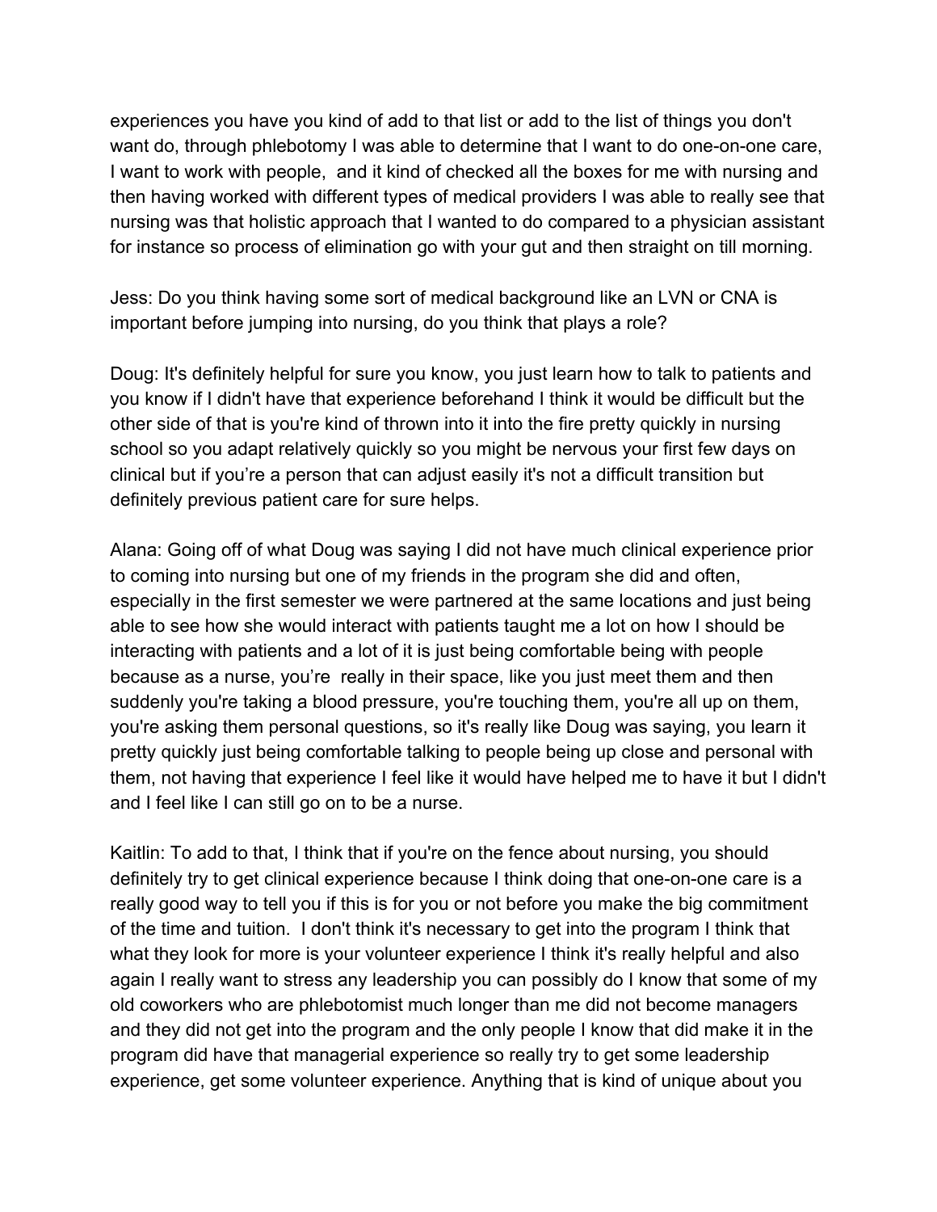experiences you have you kind of add to that list or add to the list of things you don't want do, through phlebotomy I was able to determine that I want to do one-on-one care, I want to work with people, and it kind of checked all the boxes for me with nursing and then having worked with different types of medical providers I was able to really see that nursing was that holistic approach that I wanted to do compared to a physician assistant for instance so process of elimination go with your gut and then straight on till morning.

Jess: Do you think having some sort of medical background like an LVN or CNA is important before jumping into nursing, do you think that plays a role?

Doug: It's definitely helpful for sure you know, you just learn how to talk to patients and you know if I didn't have that experience beforehand I think it would be difficult but the other side of that is you're kind of thrown into it into the fire pretty quickly in nursing school so you adapt relatively quickly so you might be nervous your first few days on clinical but if you're a person that can adjust easily it's not a difficult transition but definitely previous patient care for sure helps.

Alana: Going off of what Doug was saying I did not have much clinical experience prior to coming into nursing but one of my friends in the program she did and often, especially in the first semester we were partnered at the same locations and just being able to see how she would interact with patients taught me a lot on how I should be interacting with patients and a lot of it is just being comfortable being with people because as a nurse, you're really in their space, like you just meet them and then suddenly you're taking a blood pressure, you're touching them, you're all up on them, you're asking them personal questions, so it's really like Doug was saying, you learn it pretty quickly just being comfortable talking to people being up close and personal with them, not having that experience I feel like it would have helped me to have it but I didn't and I feel like I can still go on to be a nurse.

Kaitlin: To add to that, I think that if you're on the fence about nursing, you should definitely try to get clinical experience because I think doing that one-on-one care is a really good way to tell you if this is for you or not before you make the big commitment of the time and tuition. I don't think it's necessary to get into the program I think that what they look for more is your volunteer experience I think it's really helpful and also again I really want to stress any leadership you can possibly do I know that some of my old coworkers who are phlebotomist much longer than me did not become managers and they did not get into the program and the only people I know that did make it in the program did have that managerial experience so really try to get some leadership experience, get some volunteer experience. Anything that is kind of unique about you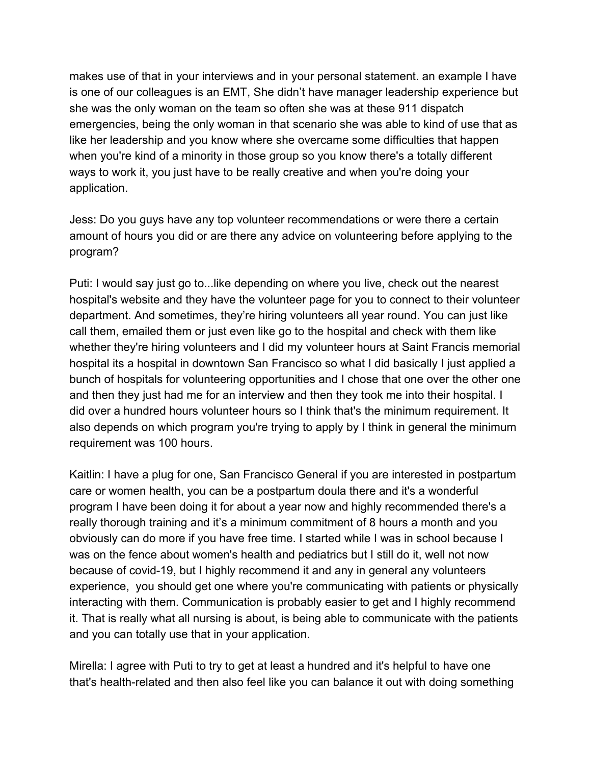makes use of that in your interviews and in your personal statement. an example I have is one of our colleagues is an EMT, She didn't have manager leadership experience but she was the only woman on the team so often she was at these 911 dispatch emergencies, being the only woman in that scenario she was able to kind of use that as like her leadership and you know where she overcame some difficulties that happen when you're kind of a minority in those group so you know there's a totally different ways to work it, you just have to be really creative and when you're doing your application.

Jess: Do you guys have any top volunteer recommendations or were there a certain amount of hours you did or are there any advice on volunteering before applying to the program?

Puti: I would say just go to...like depending on where you live, check out the nearest hospital's website and they have the volunteer page for you to connect to their volunteer department. And sometimes, they're hiring volunteers all year round. You can just like call them, emailed them or just even like go to the hospital and check with them like whether they're hiring volunteers and I did my volunteer hours at Saint Francis memorial hospital its a hospital in downtown San Francisco so what I did basically I just applied a bunch of hospitals for volunteering opportunities and I chose that one over the other one and then they just had me for an interview and then they took me into their hospital. I did over a hundred hours volunteer hours so I think that's the minimum requirement. It also depends on which program you're trying to apply by I think in general the minimum requirement was 100 hours.

Kaitlin: I have a plug for one, San Francisco General if you are interested in postpartum care or women health, you can be a postpartum doula there and it's a wonderful program I have been doing it for about a year now and highly recommended there's a really thorough training and it's a minimum commitment of 8 hours a month and you obviously can do more if you have free time. I started while I was in school because I was on the fence about women's health and pediatrics but I still do it, well not now because of covid-19, but I highly recommend it and any in general any volunteers experience, you should get one where you're communicating with patients or physically interacting with them. Communication is probably easier to get and I highly recommend it. That is really what all nursing is about, is being able to communicate with the patients and you can totally use that in your application.

Mirella: I agree with Puti to try to get at least a hundred and it's helpful to have one that's health-related and then also feel like you can balance it out with doing something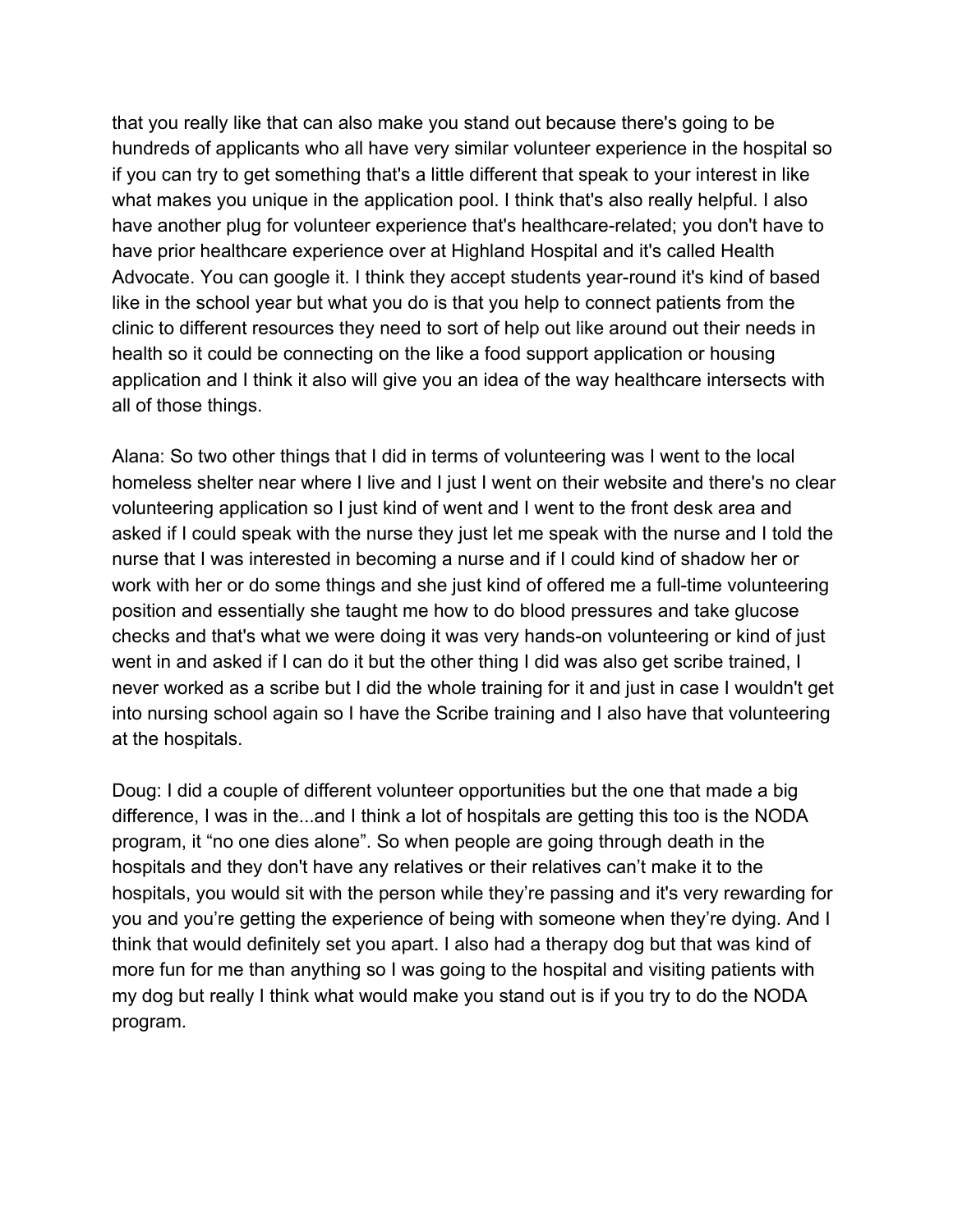that you really like that can also make you stand out because there's going to be hundreds of applicants who all have very similar volunteer experience in the hospital so if you can try to get something that's a little different that speak to your interest in like what makes you unique in the application pool. I think that's also really helpful. I also have another plug for volunteer experience that's healthcare-related; you don't have to have prior healthcare experience over at Highland Hospital and it's called Health Advocate. You can google it. I think they accept students year-round it's kind of based like in the school year but what you do is that you help to connect patients from the clinic to different resources they need to sort of help out like around out their needs in health so it could be connecting on the like a food support application or housing application and I think it also will give you an idea of the way healthcare intersects with all of those things.

Alana: So two other things that I did in terms of volunteering was I went to the local homeless shelter near where I live and I just I went on their website and there's no clear volunteering application so I just kind of went and I went to the front desk area and asked if I could speak with the nurse they just let me speak with the nurse and I told the nurse that I was interested in becoming a nurse and if I could kind of shadow her or work with her or do some things and she just kind of offered me a full-time volunteering position and essentially she taught me how to do blood pressures and take glucose checks and that's what we were doing it was very hands-on volunteering or kind of just went in and asked if I can do it but the other thing I did was also get scribe trained, I never worked as a scribe but I did the whole training for it and just in case I wouldn't get into nursing school again so I have the Scribe training and I also have that volunteering at the hospitals.

Doug: I did a couple of different volunteer opportunities but the one that made a big difference, I was in the...and I think a lot of hospitals are getting this too is the NODA program, it "no one dies alone". So when people are going through death in the hospitals and they don't have any relatives or their relatives can't make it to the hospitals, you would sit with the person while they're passing and it's very rewarding for you and you're getting the experience of being with someone when they're dying. And I think that would definitely set you apart. I also had a therapy dog but that was kind of more fun for me than anything so I was going to the hospital and visiting patients with my dog but really I think what would make you stand out is if you try to do the NODA program.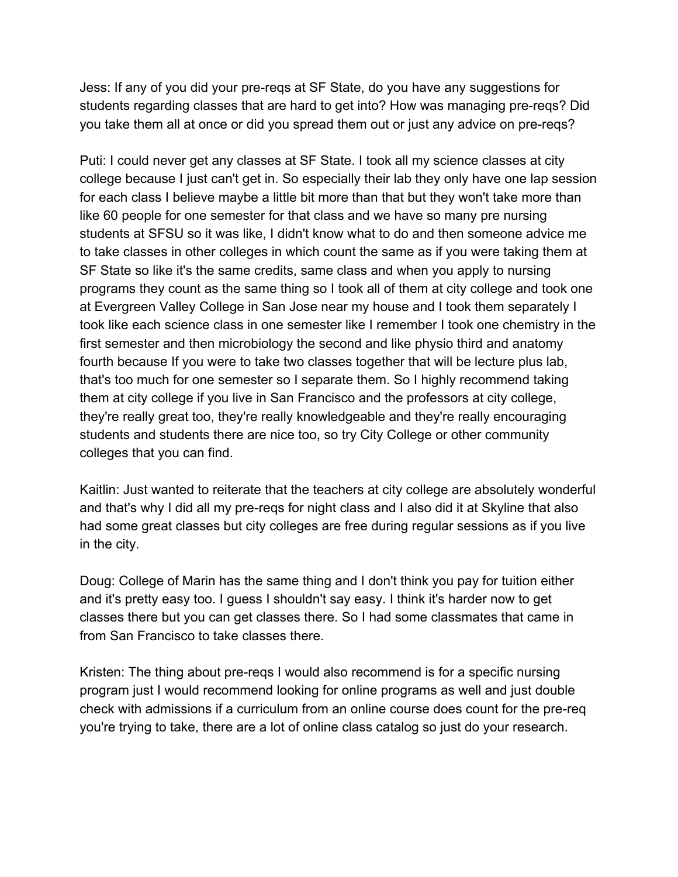Jess: If any of you did your pre-reqs at SF State, do you have any suggestions for students regarding classes that are hard to get into? How was managing pre-reqs? Did you take them all at once or did you spread them out or just any advice on pre-reqs?

Puti: I could never get any classes at SF State. I took all my science classes at city college because I just can't get in. So especially their lab they only have one lap session for each class I believe maybe a little bit more than that but they won't take more than like 60 people for one semester for that class and we have so many pre nursing students at SFSU so it was like, I didn't know what to do and then someone advice me to take classes in other colleges in which count the same as if you were taking them at SF State so like it's the same credits, same class and when you apply to nursing programs they count as the same thing so I took all of them at city college and took one at Evergreen Valley College in San Jose near my house and I took them separately I took like each science class in one semester like I remember I took one chemistry in the first semester and then microbiology the second and like physio third and anatomy fourth because If you were to take two classes together that will be lecture plus lab, that's too much for one semester so I separate them. So I highly recommend taking them at city college if you live in San Francisco and the professors at city college, they're really great too, they're really knowledgeable and they're really encouraging students and students there are nice too, so try City College or other community colleges that you can find.

Kaitlin: Just wanted to reiterate that the teachers at city college are absolutely wonderful and that's why I did all my pre-reqs for night class and I also did it at Skyline that also had some great classes but city colleges are free during regular sessions as if you live in the city.

Doug: College of Marin has the same thing and I don't think you pay for tuition either and it's pretty easy too. I guess I shouldn't say easy. I think it's harder now to get classes there but you can get classes there. So I had some classmates that came in from San Francisco to take classes there.

Kristen: The thing about pre-reqs I would also recommend is for a specific nursing program just I would recommend looking for online programs as well and just double check with admissions if a curriculum from an online course does count for the pre-req you're trying to take, there are a lot of online class catalog so just do your research.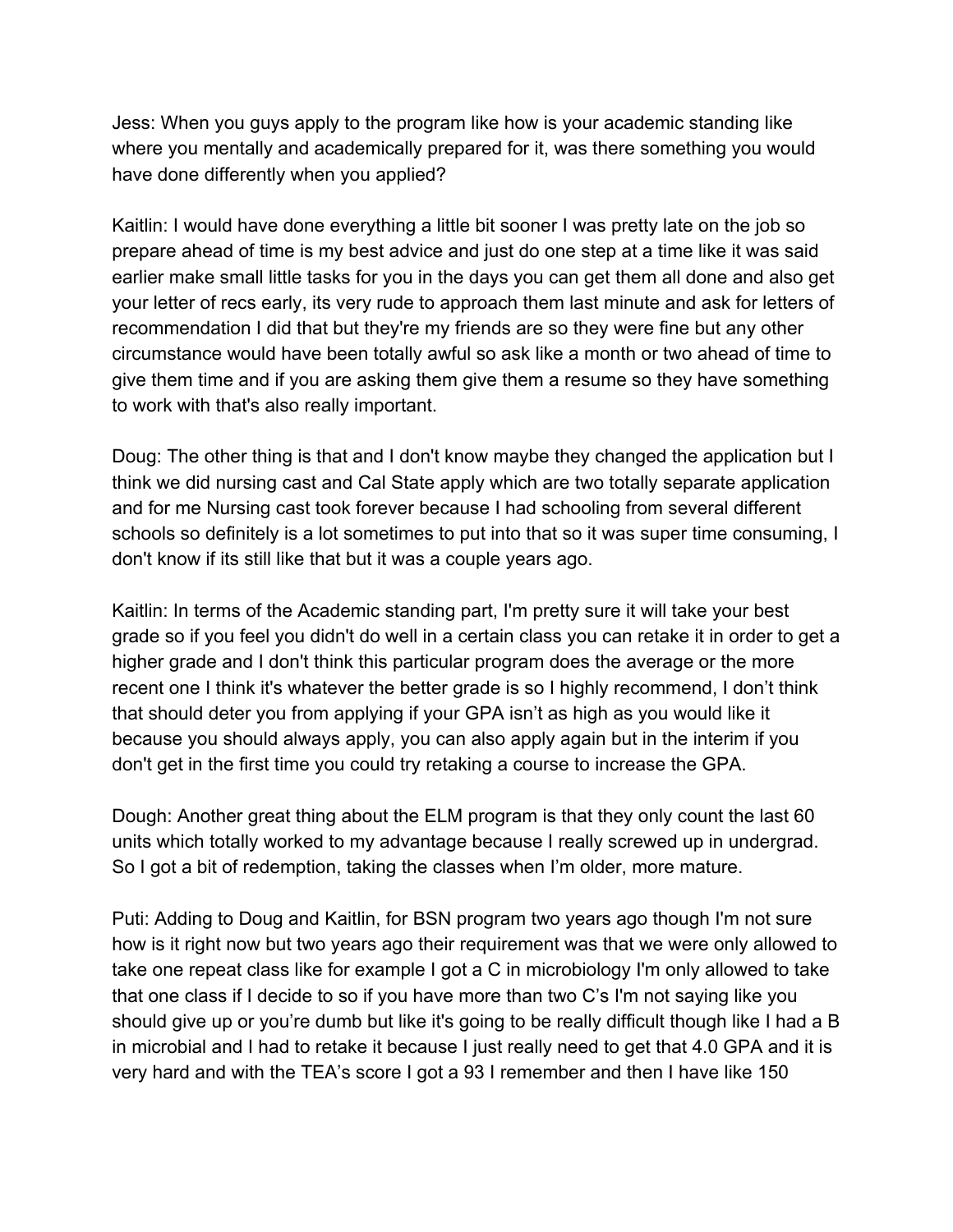Jess: When you guys apply to the program like how is your academic standing like where you mentally and academically prepared for it, was there something you would have done differently when you applied?

Kaitlin: I would have done everything a little bit sooner I was pretty late on the job so prepare ahead of time is my best advice and just do one step at a time like it was said earlier make small little tasks for you in the days you can get them all done and also get your letter of recs early, its very rude to approach them last minute and ask for letters of recommendation I did that but they're my friends are so they were fine but any other circumstance would have been totally awful so ask like a month or two ahead of time to give them time and if you are asking them give them a resume so they have something to work with that's also really important.

Doug: The other thing is that and I don't know maybe they changed the application but I think we did nursing cast and Cal State apply which are two totally separate application and for me Nursing cast took forever because I had schooling from several different schools so definitely is a lot sometimes to put into that so it was super time consuming, I don't know if its still like that but it was a couple years ago.

Kaitlin: In terms of the Academic standing part, I'm pretty sure it will take your best grade so if you feel you didn't do well in a certain class you can retake it in order to get a higher grade and I don't think this particular program does the average or the more recent one I think it's whatever the better grade is so I highly recommend, I don’t think that should deter you from applying if your GPA isn’t as high as you would like it because you should always apply, you can also apply again but in the interim if you don't get in the first time you could try retaking a course to increase the GPA.

Dough: Another great thing about the ELM program is that they only count the last 60 units which totally worked to my advantage because I really screwed up in undergrad. So I got a bit of redemption, taking the classes when I’m older, more mature.

Puti: Adding to Doug and Kaitlin, for BSN program two years ago though I'm not sure how is it right now but two years ago their requirement was that we were only allowed to take one repeat class like for example I got a C in microbiology I'm only allowed to take that one class if I decide to so if you have more than two C’s I'm not saying like you should give up or you’re dumb but like it's going to be really difficult though like I had a B in microbial and I had to retake it because I just really need to get that 4.0 GPA and it is very hard and with the TEA’s score I got a 93 I remember and then I have like 150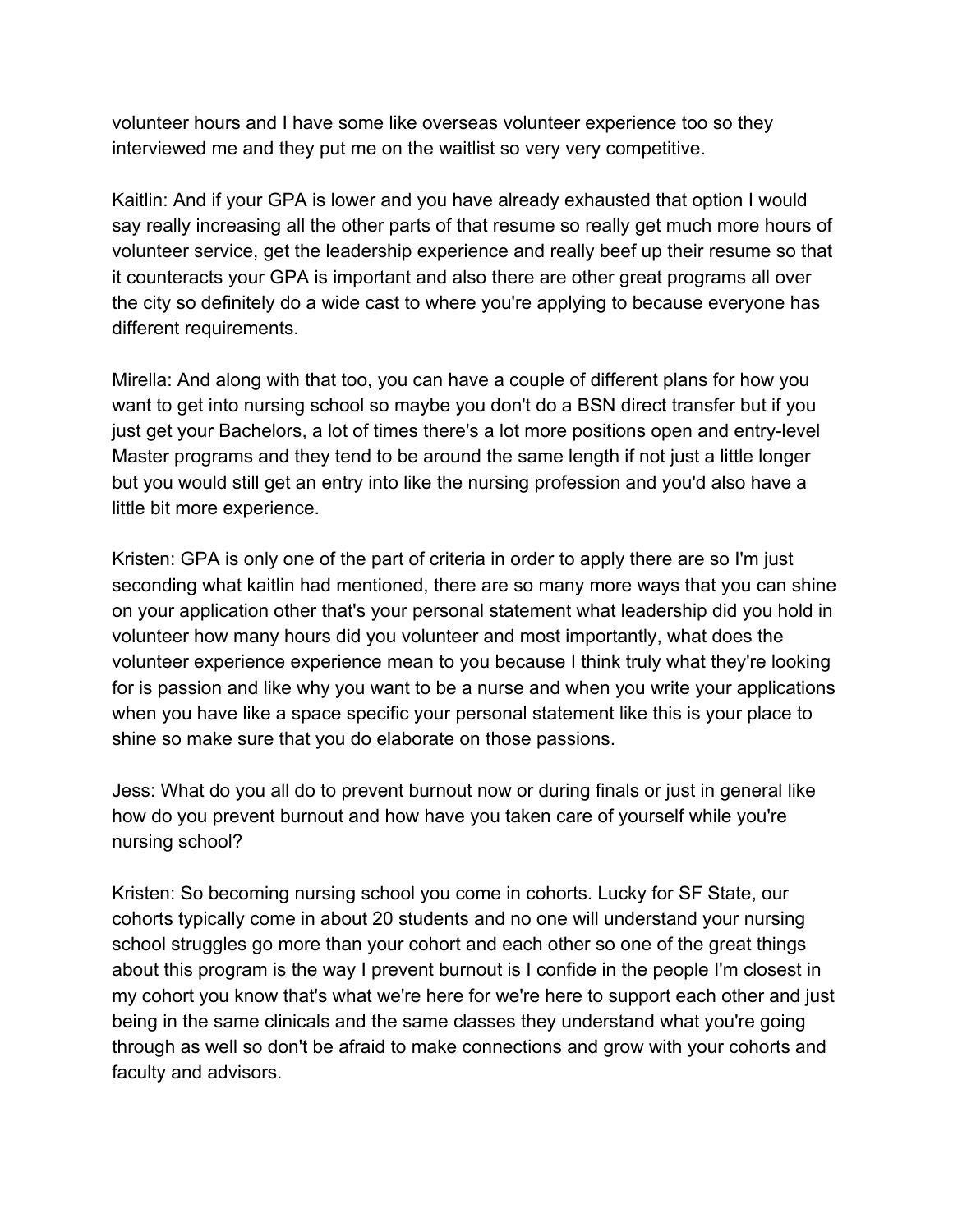volunteer hours and I have some like overseas volunteer experience too so they interviewed me and they put me on the waitlist so very very competitive.

Kaitlin: And if your GPA is lower and you have already exhausted that option I would say really increasing all the other parts of that resume so really get much more hours of volunteer service, get the leadership experience and really beef up their resume so that it counteracts your GPA is important and also there are other great programs all over the city so definitely do a wide cast to where you're applying to because everyone has different requirements.

Mirella: And along with that too, you can have a couple of different plans for how you want to get into nursing school so maybe you don't do a BSN direct transfer but if you just get your Bachelors, a lot of times there's a lot more positions open and entry-level Master programs and they tend to be around the same length if not just a little longer but you would still get an entry into like the nursing profession and you'd also have a little bit more experience.

Kristen: GPA is only one of the part of criteria in order to apply there are so I'm just seconding what kaitlin had mentioned, there are so many more ways that you can shine on your application other that's your personal statement what leadership did you hold in volunteer how many hours did you volunteer and most importantly, what does the volunteer experience experience mean to you because I think truly what they're looking for is passion and like why you want to be a nurse and when you write your applications when you have like a space specific your personal statement like this is your place to shine so make sure that you do elaborate on those passions.

Jess: What do you all do to prevent burnout now or during finals or just in general like how do you prevent burnout and how have you taken care of yourself while you're nursing school?

Kristen: So becoming nursing school you come in cohorts. Lucky for SF State, our cohorts typically come in about 20 students and no one will understand your nursing school struggles go more than your cohort and each other so one of the great things about this program is the way I prevent burnout is I confide in the people I'm closest in my cohort you know that's what we're here for we're here to support each other and just being in the same clinicals and the same classes they understand what you're going through as well so don't be afraid to make connections and grow with your cohorts and faculty and advisors.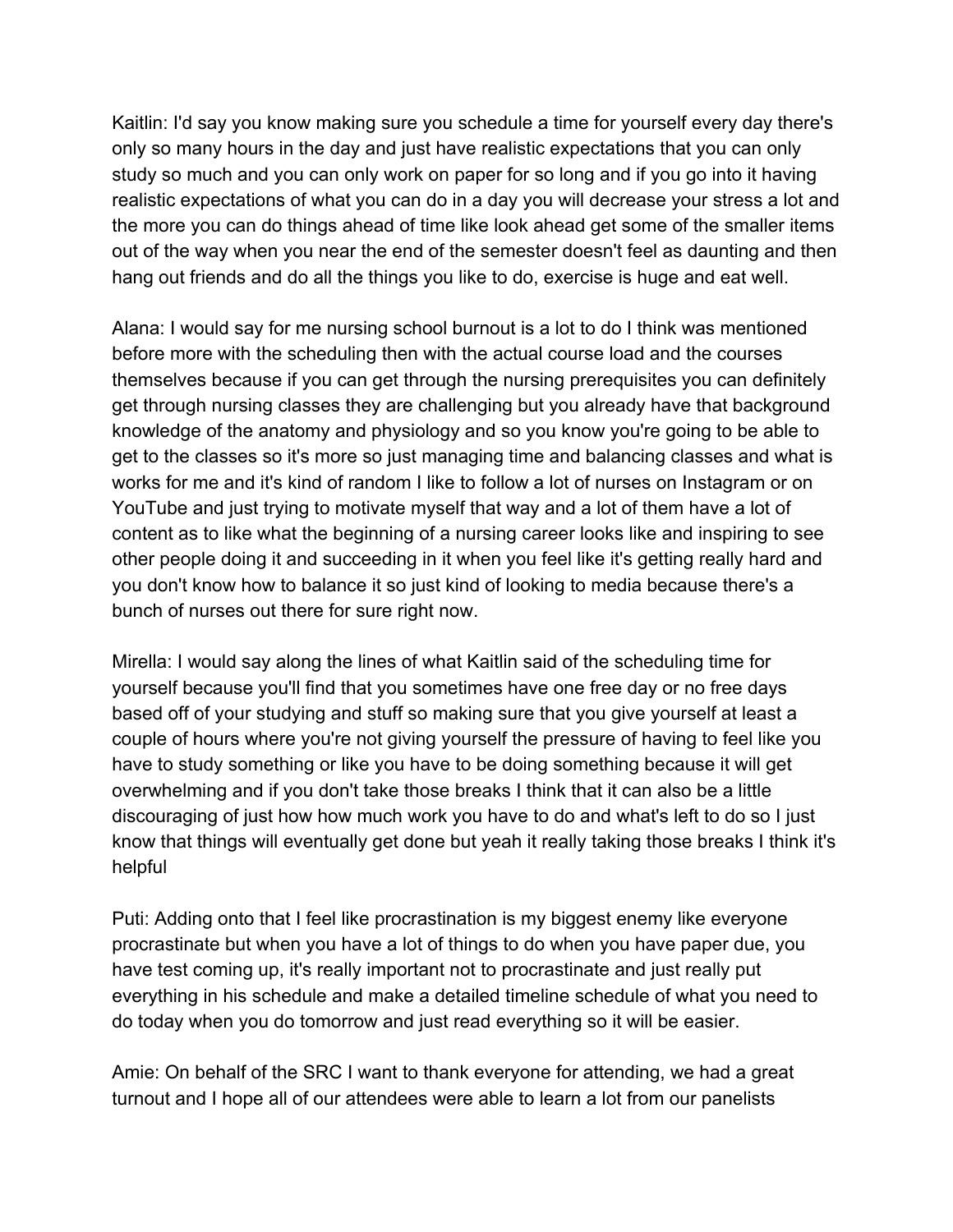Kaitlin: I'd say you know making sure you schedule a time for yourself every day there's only so many hours in the day and just have realistic expectations that you can only study so much and you can only work on paper for so long and if you go into it having realistic expectations of what you can do in a day you will decrease your stress a lot and the more you can do things ahead of time like look ahead get some of the smaller items out of the way when you near the end of the semester doesn't feel as daunting and then hang out friends and do all the things you like to do, exercise is huge and eat well.

Alana: I would say for me nursing school burnout is a lot to do I think was mentioned before more with the scheduling then with the actual course load and the courses themselves because if you can get through the nursing prerequisites you can definitely get through nursing classes they are challenging but you already have that background knowledge of the anatomy and physiology and so you know you're going to be able to get to the classes so it's more so just managing time and balancing classes and what is works for me and it's kind of random I like to follow a lot of nurses on Instagram or on YouTube and just trying to motivate myself that way and a lot of them have a lot of content as to like what the beginning of a nursing career looks like and inspiring to see other people doing it and succeeding in it when you feel like it's getting really hard and you don't know how to balance it so just kind of looking to media because there's a bunch of nurses out there for sure right now.

Mirella: I would say along the lines of what Kaitlin said of the scheduling time for yourself because you'll find that you sometimes have one free day or no free days based off of your studying and stuff so making sure that you give yourself at least a couple of hours where you're not giving yourself the pressure of having to feel like you have to study something or like you have to be doing something because it will get overwhelming and if you don't take those breaks I think that it can also be a little discouraging of just how how much work you have to do and what's left to do so I just know that things will eventually get done but yeah it really taking those breaks I think it's helpful

Puti: Adding onto that I feel like procrastination is my biggest enemy like everyone procrastinate but when you have a lot of things to do when you have paper due, you have test coming up, it's really important not to procrastinate and just really put everything in his schedule and make a detailed timeline schedule of what you need to do today when you do tomorrow and just read everything so it will be easier.

Amie: On behalf of the SRC I want to thank everyone for attending, we had a great turnout and I hope all of our attendees were able to learn a lot from our panelists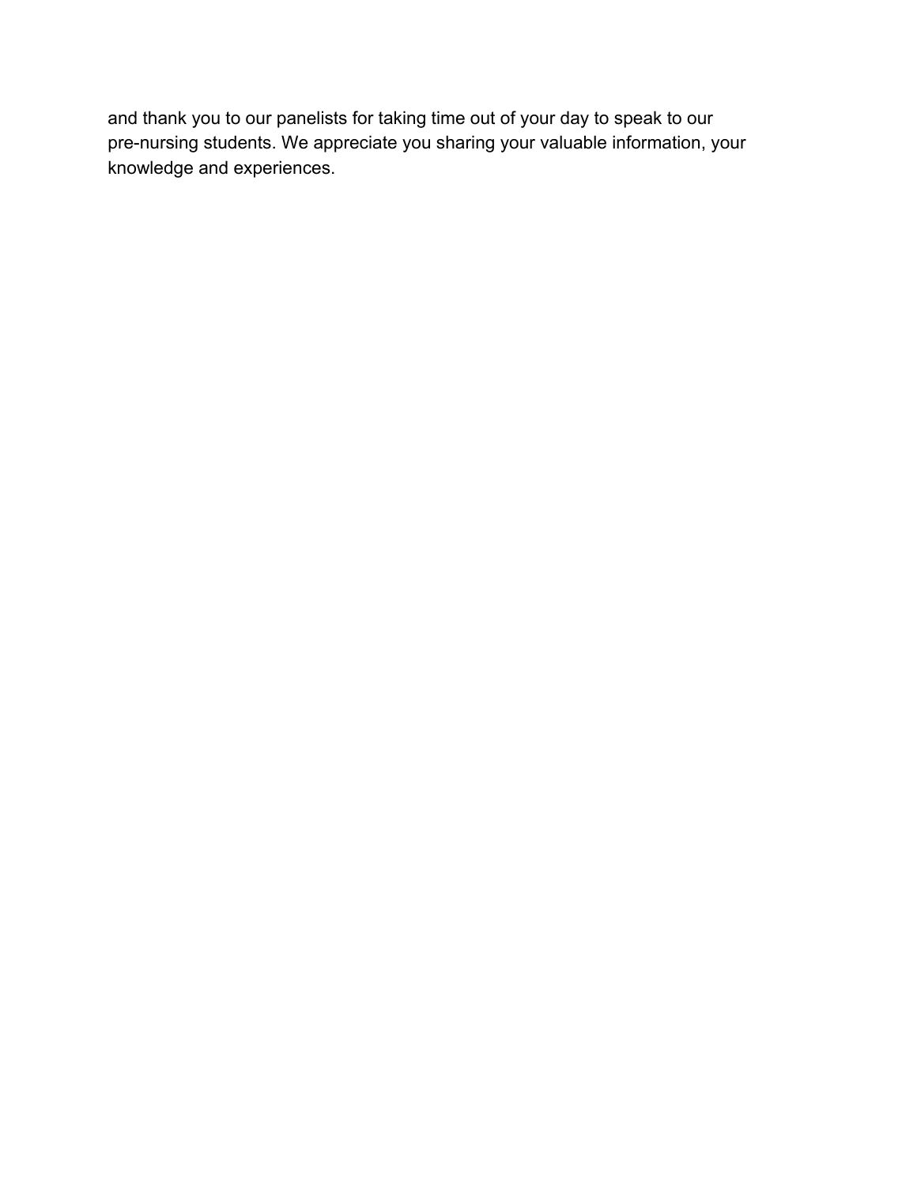and thank you to our panelists for taking time out of your day to speak to our pre-nursing students. We appreciate you sharing your valuable information, your knowledge and experiences.